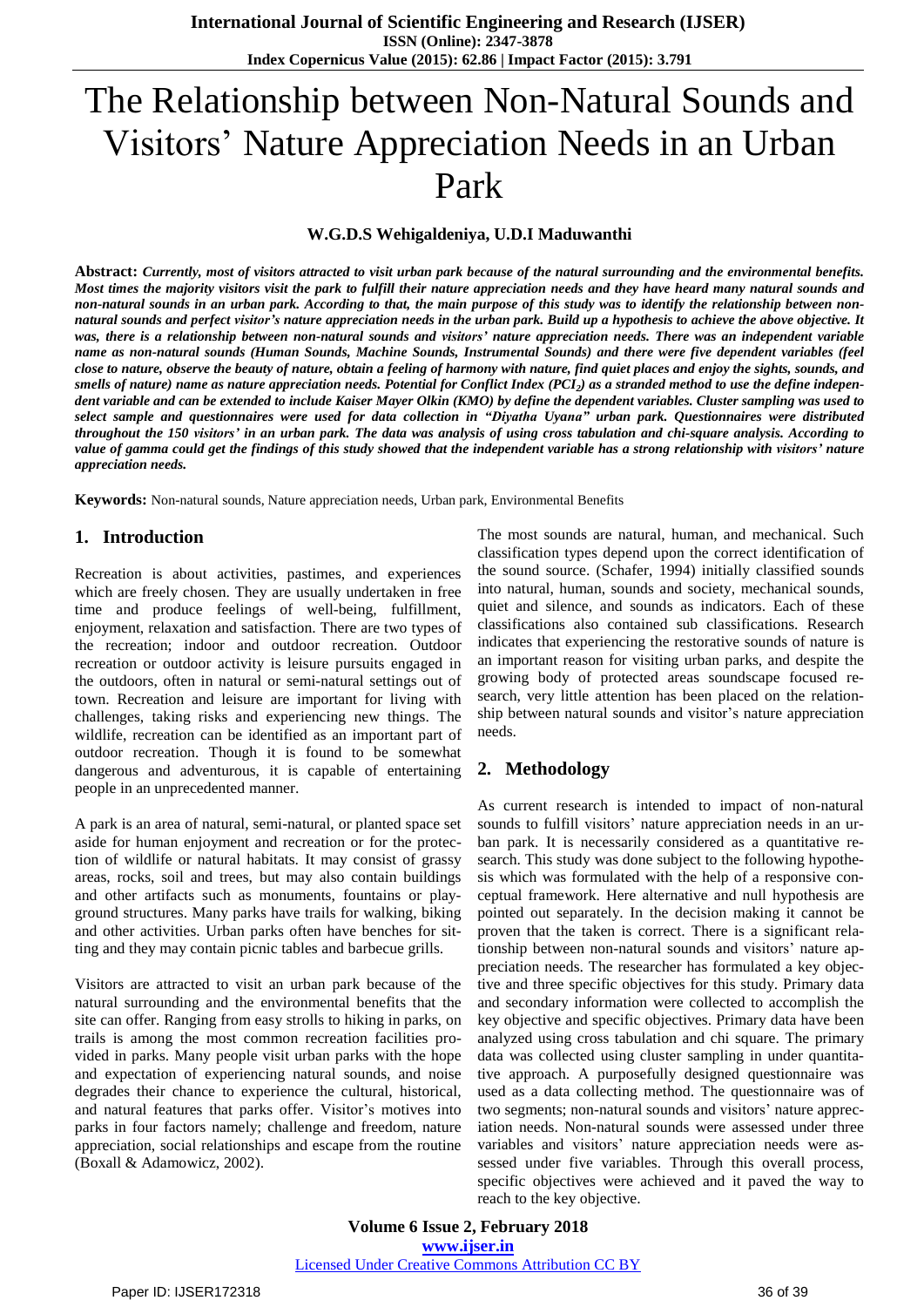# The Relationship between Non-Natural Sounds and Visitors' Nature Appreciation Needs in an Urban Park

**W.G.D.S Wehigaldeniya, U.D.I Maduwanthi**

**Abstract:** ***Currently, most of visitors attracted to visit urban park because of the natural surrounding and the environmental benefits. Most times the majority visitors visit the park to fulfill their nature appreciation needs and they have heard many natural sounds and non-natural sounds in an urban park. According to that, the main purpose of this study was to identify the relationship between non-natural sounds and perfect visitor's nature appreciation needs in the urban park. Build up a hypothesis to achieve the above objective. It was, there is a relationship between non-natural sounds and visitors' nature appreciation needs. There was an independent variable name as non-natural sounds (Human Sounds, Machine Sounds, Instrumental Sounds) and there were five dependent variables (feel close to nature, observe the beauty of nature, obtain a feeling of harmony with nature, find quiet places and enjoy the sights, sounds, and smells of nature) name as nature appreciation needs. Potential for Conflict Index ($PCI_2$) as a stranded method to use the define independent variable and can be extended to include Kaiser Mayer Olkin (KMO) by define the dependent variables. Cluster sampling was used to select sample and questionnaires were used for data collection in "Diyatha Uyana" urban park. Questionnaires were distributed throughout the 150 visitors' in an urban park. The data was analysis of using cross tabulation and chi-square analysis. According to value of gamma could get the findings of this study showed that the independent variable has a strong relationship with visitors' nature appreciation needs.***

**Keywords:** Non-natural sounds, Nature appreciation needs, Urban park, Environmental Benefits

## 1. Introduction

Recreation is about activities, pastimes, and experiences which are freely chosen. They are usually undertaken in free time and produce feelings of well-being, fulfillment, enjoyment, relaxation and satisfaction. There are two types of the recreation; indoor and outdoor recreation. Outdoor recreation or outdoor activity is leisure pursuits engaged in the outdoors, often in natural or semi-natural settings out of town. Recreation and leisure are important for living with challenges, taking risks and experiencing new things. The wildlife, recreation can be identified as an important part of outdoor recreation. Though it is found to be somewhat dangerous and adventurous, it is capable of entertaining people in an unprecedented manner.

A park is an area of natural, semi-natural, or planted space set aside for human enjoyment and recreation or for the protection of wildlife or natural habitats. It may consist of grassy areas, rocks, soil and trees, but may also contain buildings and other artifacts such as monuments, fountains or playground structures. Many parks have trails for walking, biking and other activities. Urban parks often have benches for sitting and they may contain picnic tables and barbecue grills.

Visitors are attracted to visit an urban park because of the natural surrounding and the environmental benefits that the site can offer. Ranging from easy strolls to hiking in parks, on trails is among the most common recreation facilities provided in parks. Many people visit urban parks with the hope and expectation of experiencing natural sounds, and noise degrades their chance to experience the cultural, historical, and natural features that parks offer. Visitor's motives into parks in four factors namely; challenge and freedom, nature appreciation, social relationships and escape from the routine (Boxall & Adamowicz, 2002).

The most sounds are natural, human, and mechanical. Such classification types depend upon the correct identification of the sound source. (Schafer, 1994) initially classified sounds into natural, human, sounds and society, mechanical sounds, quiet and silence, and sounds as indicators. Each of these classifications also contained sub classifications. Research indicates that experiencing the restorative sounds of nature is an important reason for visiting urban parks, and despite the growing body of protected areas soundscape focused research, very little attention has been placed on the relationship between natural sounds and visitor's nature appreciation needs.

## 2. Methodology

As current research is intended to impact of non-natural sounds to fulfill visitors' nature appreciation needs in an urban park. It is necessarily considered as a quantitative research. This study was done subject to the following hypothesis which was formulated with the help of a responsive conceptual framework. Here alternative and null hypothesis are pointed out separately. In the decision making it cannot be proven that the taken is correct. There is a significant relationship between non-natural sounds and visitors' nature appreciation needs. The researcher has formulated a key objective and three specific objectives for this study. Primary data and secondary information were collected to accomplish the key objective and specific objectives. Primary data have been analyzed using cross tabulation and chi square. The primary data was collected using cluster sampling in under quantitative approach. A purposefully designed questionnaire was used as a data collecting method. The questionnaire was of two segments; non-natural sounds and visitors' nature appreciation needs. Non-natural sounds were assessed under three variables and visitors' nature appreciation needs were assessed under five variables. Through this overall process, specific objectives were achieved and it paved the way to reach to the key objective.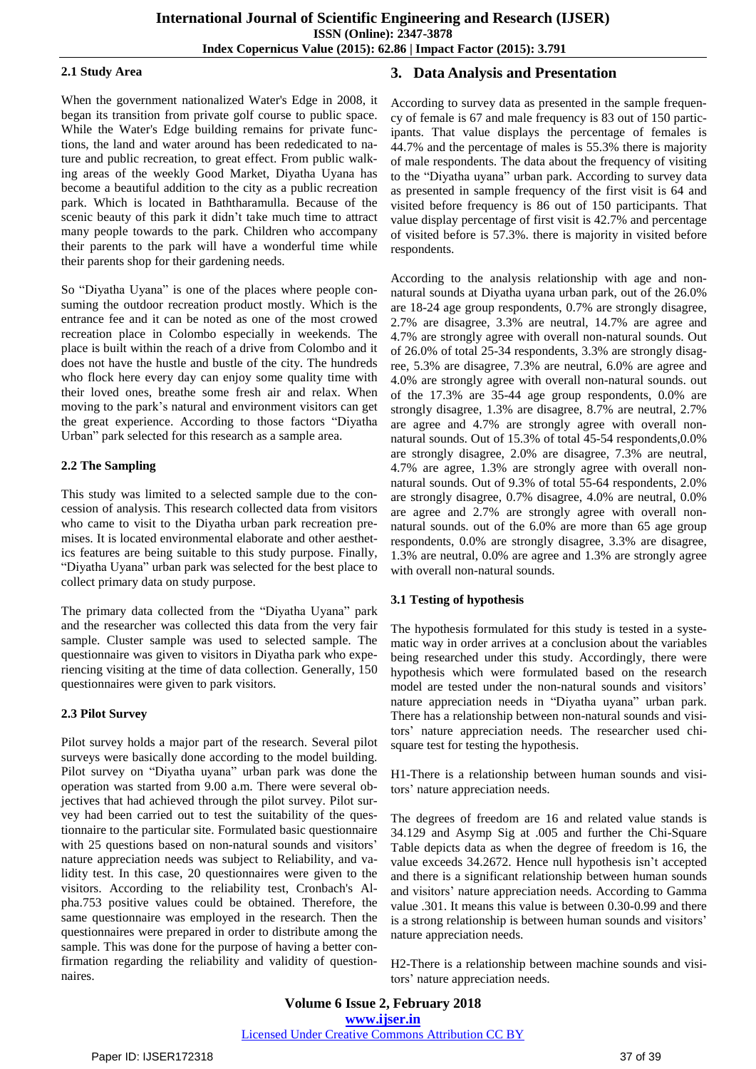### 2.1 Study Area

When the government nationalized Water's Edge in 2008, it began its transition from private golf course to public space. While the Water's Edge building remains for private functions, the land and water around has been rededicated to nature and public recreation, to great effect. From public walking areas of the weekly Good Market, Diyatha Uyana has become a beautiful addition to the city as a public recreation park. Which is located in Baththaramulla. Because of the scenic beauty of this park it didn't take much time to attract many people towards to the park. Children who accompany their parents to the park will have a wonderful time while their parents shop for their gardening needs.

So "Diyatha Uyana" is one of the places where people consuming the outdoor recreation product mostly. Which is the entrance fee and it can be noted as one of the most crowed recreation place in Colombo especially in weekends. The place is built within the reach of a drive from Colombo and it does not have the hustle and bustle of the city. The hundreds who flock here every day can enjoy some quality time with their loved ones, breathe some fresh air and relax. When moving to the park's natural and environment visitors can get the great experience. According to those factors "Diyatha Urban" park selected for this research as a sample area.

### 2.2 The Sampling

This study was limited to a selected sample due to the concession of analysis. This research collected data from visitors who came to visit to the Diyatha urban park recreation premises. It is located environmental elaborate and other aesthetics features are being suitable to this study purpose. Finally, "Diyatha Uyana" urban park was selected for the best place to collect primary data on study purpose.

The primary data collected from the "Diyatha Uyana" park and the researcher was collected this data from the very fair sample. Cluster sample was used to selected sample. The questionnaire was given to visitors in Diyatha park who experiencing visiting at the time of data collection. Generally, 150 questionnaires were given to park visitors.

### 2.3 Pilot Survey

Pilot survey holds a major part of the research. Several pilot surveys were basically done according to the model building. Pilot survey on "Diyatha uyana" urban park was done the operation was started from 9.00 a.m. There were several objectives that had achieved through the pilot survey. Pilot survey had been carried out to test the suitability of the questionnaire to the particular site. Formulated basic questionnaire with 25 questions based on non-natural sounds and visitors' nature appreciation needs was subject to Reliability, and validity test. In this case, 20 questionnaires were given to the visitors. According to the reliability test, Cronbach's Alpha.753 positive values could be obtained. Therefore, the same questionnaire was employed in the research. Then the questionnaires were prepared in order to distribute among the sample. This was done for the purpose of having a better confirmation regarding the reliability and validity of questionnaires.

## 3. Data Analysis and Presentation

According to survey data as presented in the sample frequency of female is 67 and male frequency is 83 out of 150 participants. That value displays the percentage of females is 44.7% and the percentage of males is 55.3% there is majority of male respondents. The data about the frequency of visiting to the "Diyatha uyana" urban park. According to survey data as presented in sample frequency of the first visit is 64 and visited before frequency is 86 out of 150 participants. That value display percentage of first visit is 42.7% and percentage of visited before is 57.3%. there is majority in visited before respondents.

According to the analysis relationship with age and non-natural sounds at Diyatha uyana urban park, out of the 26.0% are 18-24 age group respondents, 0.7% are strongly disagree, 2.7% are disagree, 3.3% are neutral, 14.7% are agree and 4.7% are strongly agree with overall non-natural sounds. Out of 26.0% of total 25-34 respondents, 3.3% are strongly disagree, 5.3% are disagree, 7.3% are neutral, 6.0% are agree and 4.0% are strongly agree with overall non-natural sounds. out of the 17.3% are 35-44 age group respondents, 0.0% are strongly disagree, 1.3% are disagree, 8.7% are neutral, 2.7% are agree and 4.7% are strongly agree with overall non-natural sounds. Out of 15.3% of total 45-54 respondents,0.0% are strongly disagree, 2.0% are disagree, 7.3% are neutral, 4.7% are agree, 1.3% are strongly agree with overall non-natural sounds. Out of 9.3% of total 55-64 respondents, 2.0% are strongly disagree, 0.7% disagree, 4.0% are neutral, 0.0% are agree and 2.7% are strongly agree with overall non-natural sounds. out of the 6.0% are more than 65 age group respondents, 0.0% are strongly disagree, 3.3% are disagree, 1.3% are neutral, 0.0% are agree and 1.3% are strongly agree with overall non-natural sounds.

### 3.1 Testing of hypothesis

The hypothesis formulated for this study is tested in a systematic way in order arrives at a conclusion about the variables being researched under this study. Accordingly, there were hypothesis which were formulated based on the research model are tested under the non-natural sounds and visitors' nature appreciation needs in "Diyatha uyana" urban park. There has a relationship between non-natural sounds and visitors' nature appreciation needs. The researcher used chi-square test for testing the hypothesis.

H1-There is a relationship between human sounds and visitors' nature appreciation needs.

The degrees of freedom are 16 and related value stands is 34.129 and Asymp Sig at .005 and further the Chi-Square Table depicts data as when the degree of freedom is 16, the value exceeds 34.2672. Hence null hypothesis isn't accepted and there is a significant relationship between human sounds and visitors' nature appreciation needs. According to Gamma value .301. It means this value is between 0.30-0.99 and there is a strong relationship is between human sounds and visitors' nature appreciation needs.

H2-There is a relationship between machine sounds and visitors' nature appreciation needs.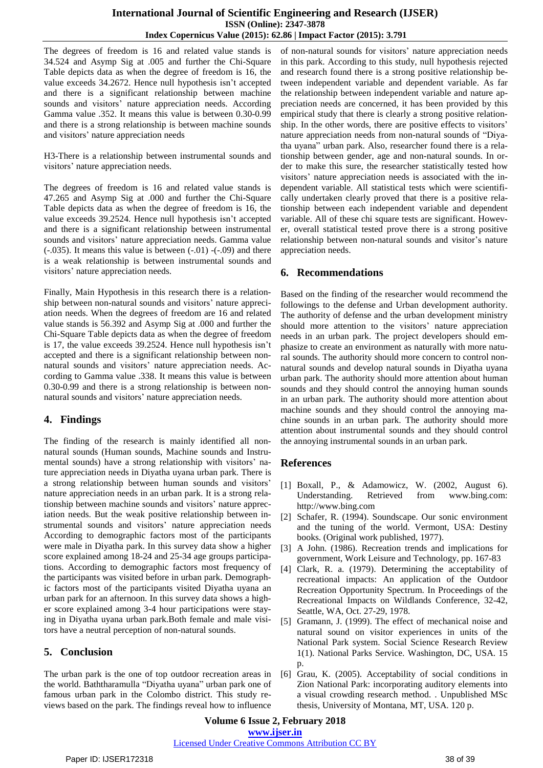The degrees of freedom is 16 and related value stands is 34.524 and Asymp Sig at .005 and further the Chi-Square Table depicts data as when the degree of freedom is 16, the value exceeds 34.2672. Hence null hypothesis isn't accepted and there is a significant relationship between machine sounds and visitors' nature appreciation needs. According Gamma value .352. It means this value is between 0.30-0.99 and there is a strong relationship is between machine sounds and visitors' nature appreciation needs

H3-There is a relationship between instrumental sounds and visitors' nature appreciation needs.

The degrees of freedom is 16 and related value stands is 47.265 and Asymp Sig at .000 and further the Chi-Square Table depicts data as when the degree of freedom is 16, the value exceeds 39.2524. Hence null hypothesis isn't accepted and there is a significant relationship between instrumental sounds and visitors' nature appreciation needs. Gamma value (-.035). It means this value is between (-.01) -(-.09) and there is a weak relationship is between instrumental sounds and visitors' nature appreciation needs.

Finally, Main Hypothesis in this research there is a relationship between non-natural sounds and visitors' nature appreciation needs. When the degrees of freedom are 16 and related value stands is 56.392 and Asymp Sig at .000 and further the Chi-Square Table depicts data as when the degree of freedom is 17, the value exceeds 39.2524. Hence null hypothesis isn't accepted and there is a significant relationship between non-natural sounds and visitors' nature appreciation needs. According to Gamma value .338. It means this value is between 0.30-0.99 and there is a strong relationship is between non-natural sounds and visitors' nature appreciation needs.

## 4. Findings

The finding of the research is mainly identified all non-natural sounds (Human sounds, Machine sounds and Instrumental sounds) have a strong relationship with visitors' nature appreciation needs in Diyatha uyana urban park. There is a strong relationship between human sounds and visitors' nature appreciation needs in an urban park. It is a strong relationship between machine sounds and visitors' nature appreciation needs. But the weak positive relationship between instrumental sounds and visitors' nature appreciation needs According to demographic factors most of the participants were male in Diyatha park. In this survey data show a higher score explained among 18-24 and 25-34 age groups participations. According to demographic factors most frequency of the participants was visited before in urban park. Demographic factors most of the participants visited Diyatha uyana an urban park for an afternoon. In this survey data shows a higher score explained among 3-4 hour participations were staying in Diyatha uyana urban park.Both female and male visitors have a neutral perception of non-natural sounds.

## 5. Conclusion

The urban park is the one of top outdoor recreation areas in the world. Baththaramulla "Diyatha uyana" urban park one of famous urban park in the Colombo district. This study reviews based on the park. The findings reveal how to influence of non-natural sounds for visitors' nature appreciation needs in this park. According to this study, null hypothesis rejected and research found there is a strong positive relationship between independent variable and dependent variable. As far the relationship between independent variable and nature appreciation needs are concerned, it has been provided by this empirical study that there is clearly a strong positive relationship. In the other words, there are positive effects to visitors' nature appreciation needs from non-natural sounds of "Diyatha uyana" urban park. Also, researcher found there is a relationship between gender, age and non-natural sounds. In order to make this sure, the researcher statistically tested how visitors' nature appreciation needs is associated with the independent variable. All statistical tests which were scientifically undertaken clearly proved that there is a positive relationship between each independent variable and dependent variable. All of these chi square tests are significant. However, overall statistical tested prove there is a strong positive relationship between non-natural sounds and visitor's nature appreciation needs.

## 6. Recommendations

Based on the finding of the researcher would recommend the followings to the defense and Urban development authority. The authority of defense and the urban development ministry should more attention to the visitors' nature appreciation needs in an urban park. The project developers should emphasize to create an environment as naturally with more natural sounds. The authority should more concern to control non-natural sounds and develop natural sounds in Diyatha uyana urban park. The authority should more attention about human sounds and they should control the annoying human sounds in an urban park. The authority should more attention about machine sounds and they should control the annoying machine sounds in an urban park. The authority should more attention about instrumental sounds and they should control the annoying instrumental sounds in an urban park.

## References

[1] Boxall, P., & Adamowicz, W. (2002, August 6). Understanding. Retrieved from www.bing.com: http://www.bing.com

[2] Schafer, R. (1994). Soundscape. Our sonic environment and the tuning of the world. Vermont, USA: Destiny books. (Original work published, 1977).

[3] A John. (1986). Recreation trends and implications for government, Work Leisure and Technology, pp. 167-83

[4] Clark, R. a. (1979). Determining the acceptability of recreational impacts: An application of the Outdoor Recreation Opportunity Spectrum. In Proceedings of the Recreational Impacts on Wildlands Conference, 32-42, Seattle, WA, Oct. 27-29, 1978.

[5] Gramann, J. (1999). The effect of mechanical noise and natural sound on visitor experiences in units of the National Park system. Social Science Research Review 1(1). National Parks Service. Washington, DC, USA. 15 p.

[6] Grau, K. (2005). Acceptability of social conditions in Zion National Park: incorporating auditory elements into a visual crowding research method. . Unpublished MSc thesis, University of Montana, MT, USA. 120 p.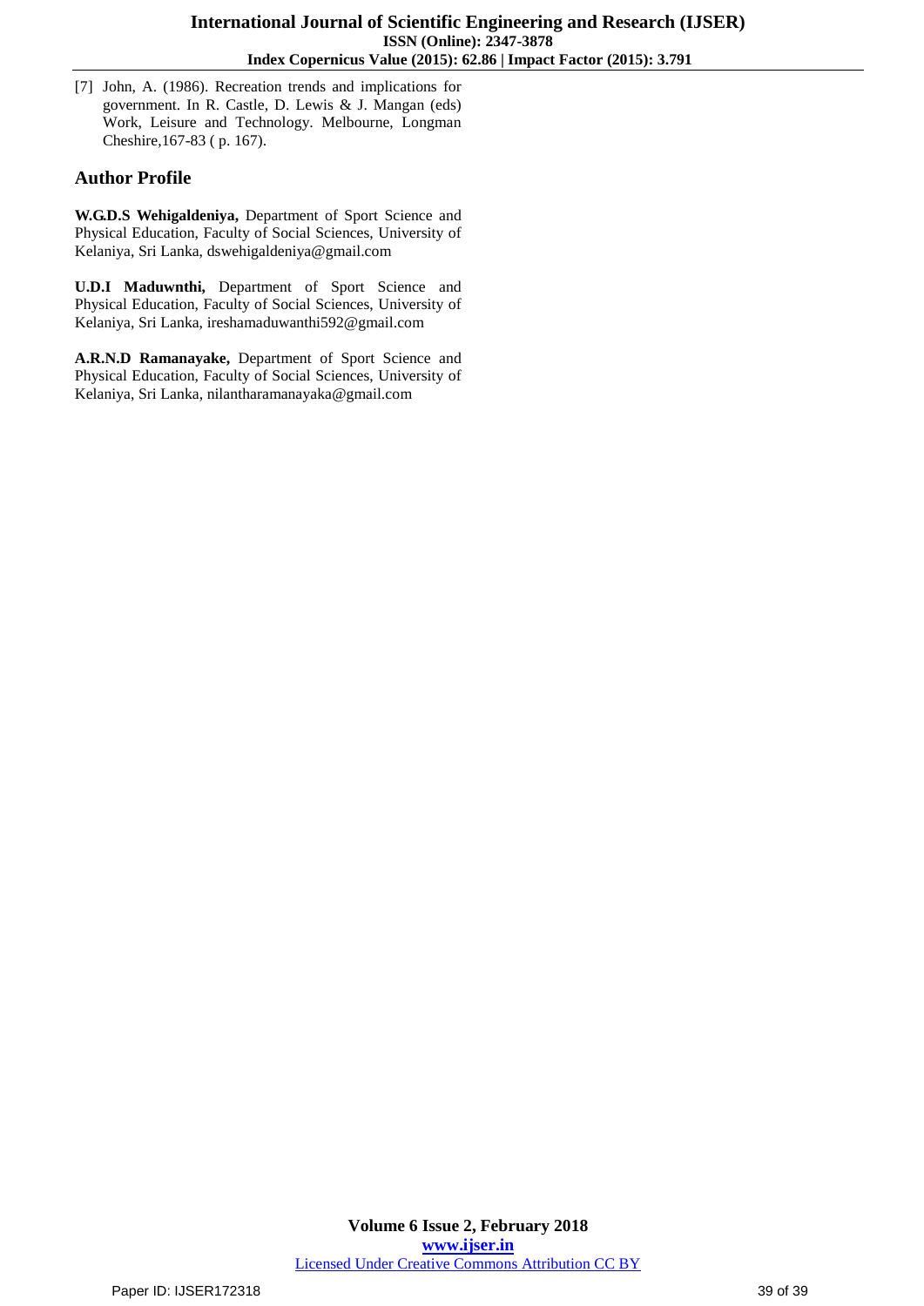[7] John, A. (1986). Recreation trends and implications for government. In R. Castle, D. Lewis & J. Mangan (eds) Work, Leisure and Technology. Melbourne, Longman Cheshire,167-83 ( p. 167).

## Author Profile

**W.G.D.S Wehigaldeniya,** Department of Sport Science and Physical Education, Faculty of Social Sciences, University of Kelaniya, Sri Lanka, dswehigaldeniya@gmail.com

**U.D.I Maduwnthi,** Department of Sport Science and Physical Education, Faculty of Social Sciences, University of Kelaniya, Sri Lanka, ireshamaduwanthi592@gmail.com

**A.R.N.D Ramanayake,** Department of Sport Science and Physical Education, Faculty of Social Sciences, University of Kelaniya, Sri Lanka, nilantharamanayaka@gmail.com